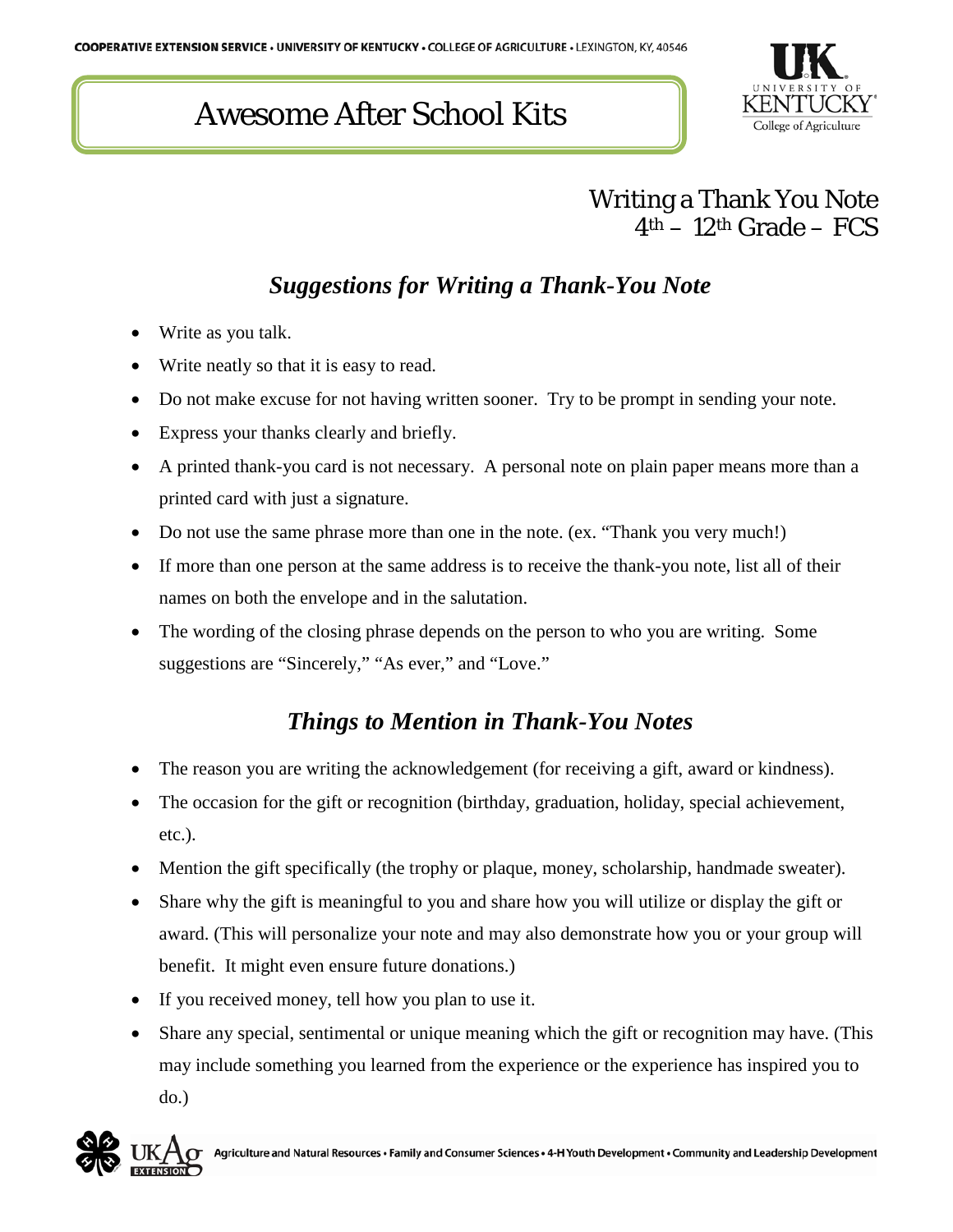# Awesome After School Kits

Writing a Thank You Note
4th – 12th Grade – FCS

## *Suggestions for Writing a Thank-You Note*

- Write as you talk.
- Write neatly so that it is easy to read.
- Do not make excuse for not having written sooner. Try to be prompt in sending your note.
- Express your thanks clearly and briefly.
- A printed thank-you card is not necessary. A personal note on plain paper means more than a printed card with just a signature.
- Do not use the same phrase more than one in the note. (ex. "Thank you very much!)
- If more than one person at the same address is to receive the thank-you note, list all of their names on both the envelope and in the salutation.
- The wording of the closing phrase depends on the person to who you are writing. Some suggestions are "Sincerely," "As ever," and "Love."

## *Things to Mention in Thank-You Notes*

- The reason you are writing the acknowledgement (for receiving a gift, award or kindness).
- The occasion for the gift or recognition (birthday, graduation, holiday, special achievement, etc.).
- Mention the gift specifically (the trophy or plaque, money, scholarship, handmade sweater).
- Share why the gift is meaningful to you and share how you will utilize or display the gift or award. (This will personalize your note and may also demonstrate how you or your group will benefit. It might even ensure future donations.)
- If you received money, tell how you plan to use it.
- Share any special, sentimental or unique meaning which the gift or recognition may have. (This may include something you learned from the experience or the experience has inspired you to do.)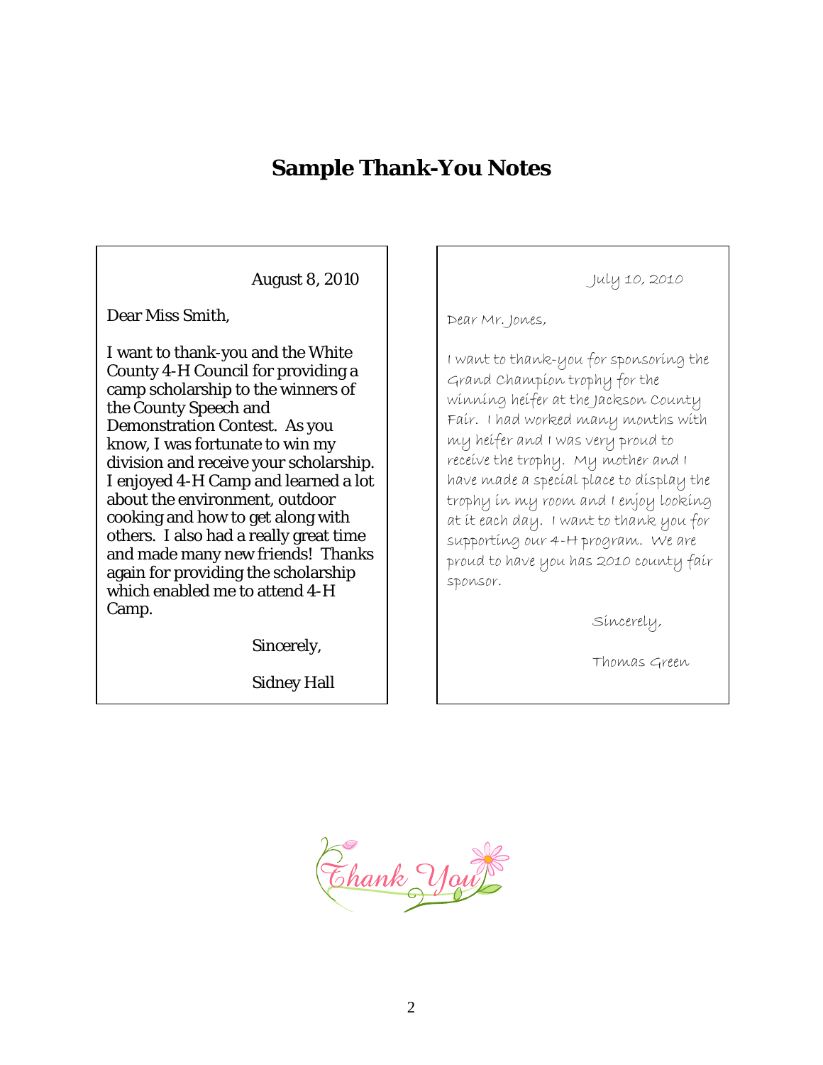# Sample Thank-You Notes

August 8, 2010

Dear Miss Smith,

I want to thank-you and the White County 4-H Council for providing a camp scholarship to the winners of the County Speech and Demonstration Contest. As you know, I was fortunate to win my division and receive your scholarship. I enjoyed 4-H Camp and learned a lot about the environment, outdoor cooking and how to get along with others. I also had a really great time and made many new friends! Thanks again for providing the scholarship which enabled me to attend 4-H Camp.

Sincerely,

Sidney Hall

July 10, 2010

Dear Mr. Jones,

I want to thank-you for sponsoring the Grand Champion trophy for the winning heifer at the Jackson County Fair. I had worked many months with my heifer and I was very proud to receive the trophy. My mother and I have made a special place to display the trophy in my room and I enjoy looking at it each day. I want to thank you for supporting our 4-H program. We are proud to have you has 2010 county fair sponsor.

Sincerely,

Thomas Green

Thank You